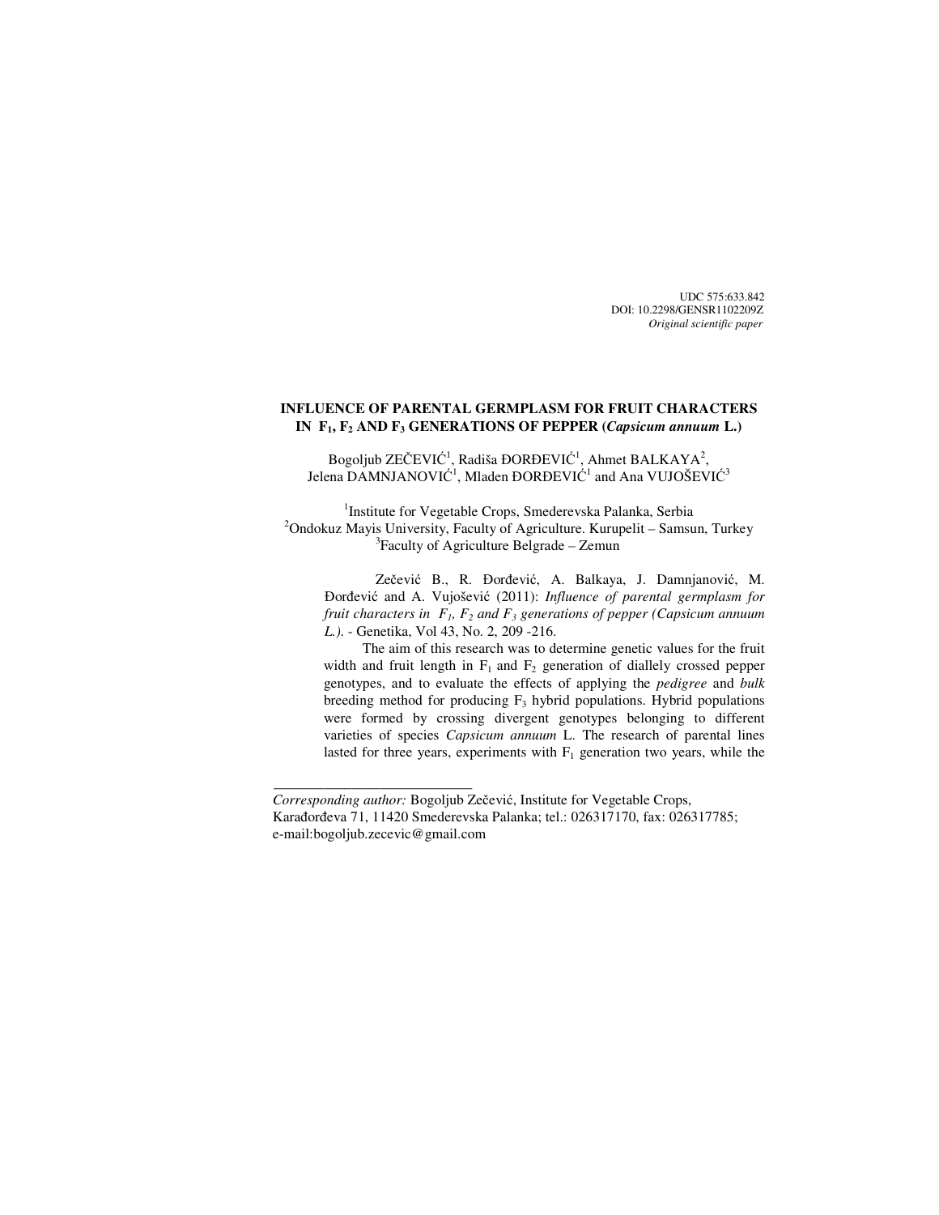UDC 575:633.842
DOI: 10.2298/GENSR1102209Z
*Original scientific paper*

# INFLUENCE OF PARENTAL GERMPLASM FOR FRUIT CHARACTERS IN $F_1$, $F_2$ AND $F_3$ GENERATIONS OF PEPPER (*Capsicum annuum* L.)

Bogoljub ZEČEVIĆ[1], Radiša ĐORĐEVIĆ[1], Ahmet BALKAYA[2], Jelena DAMNJANOVIĆ[1], Mladen ĐORĐEVIĆ[1] and Ana VUJOŠEVIĆ[3]

[1]Institute for Vegetable Crops, Smederevska Palanka, Serbia
[2]Ondokuz Mayis University, Faculty of Agriculture. Kurupelit – Samsun, Turkey
[3]Faculty of Agriculture Belgrade – Zemun

Zečević B., R. Đorđević, A. Balkaya, J. Damnjanović, M. Đorđević and A. Vujošević (2011): *Influence of parental germplasm for fruit characters in $F_1$, $F_2$ and $F_3$ generations of pepper (Capsicum annuum L.).* - Genetika, Vol 43, No. 2, 209 -216.

The aim of this research was to determine genetic values for the fruit width and fruit length in $F_1$ and $F_2$ generation of diallely crossed pepper genotypes, and to evaluate the effects of applying the *pedigree* and *bulk* breeding method for producing $F_3$ hybrid populations. Hybrid populations were formed by crossing divergent genotypes belonging to different varieties of species *Capsicum annuum* L. The research of parental lines lasted for three years, experiments with $F_1$ generation two years, while the

___________________________

*Corresponding author:* Bogoljub Zečević, Institute for Vegetable Crops, Karađorđeva 71, 11420 Smederevska Palanka; tel.: 026317170, fax: 026317785; e-mail:bogoljub.zecevic@gmail.com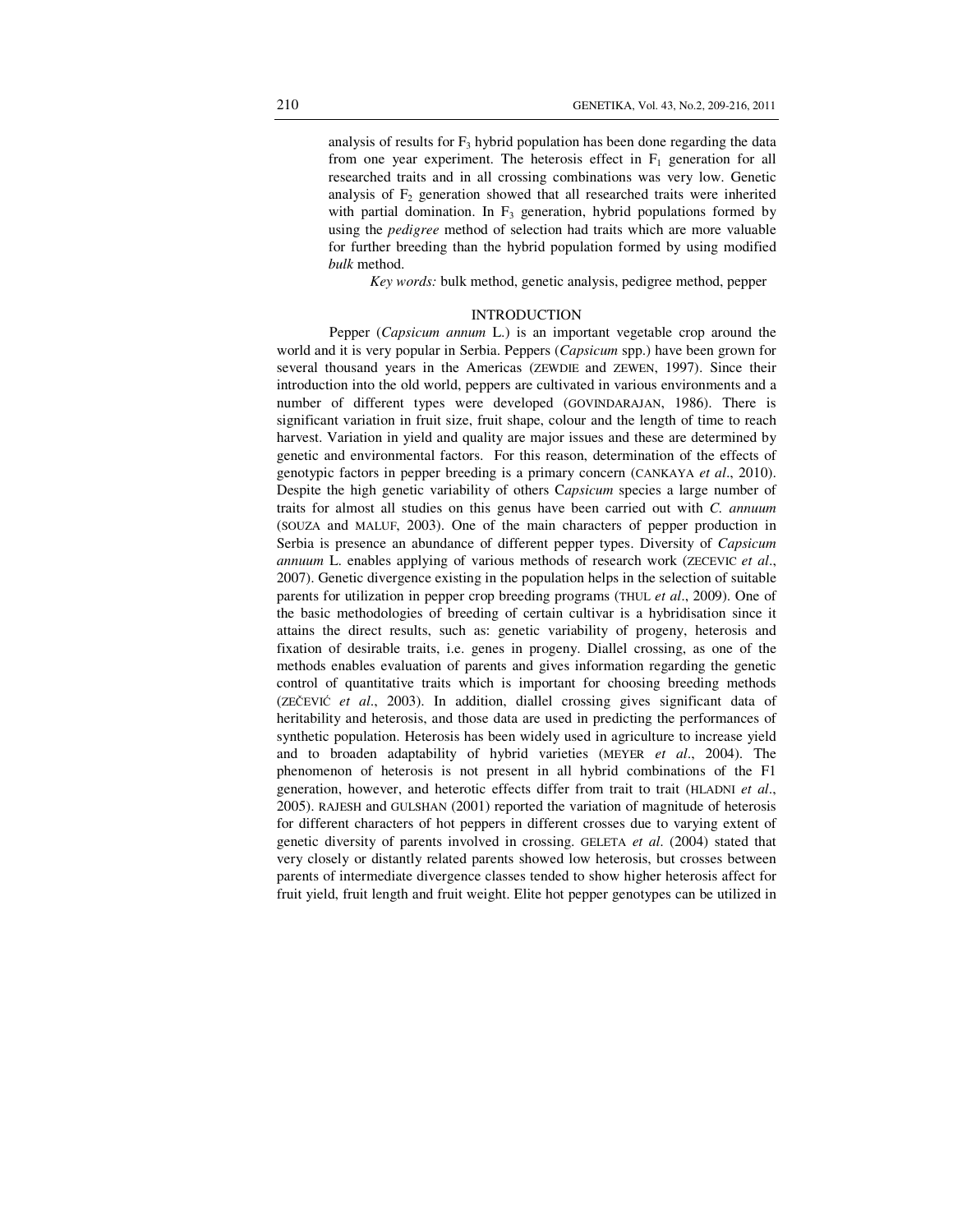analysis of results for $F_3$ hybrid population has been done regarding the data from one year experiment. The heterosis effect in $F_1$ generation for all researched traits and in all crossing combinations was very low. Genetic analysis of $F_2$ generation showed that all researched traits were inherited with partial domination. In $F_3$ generation, hybrid populations formed by using the *pedigree* method of selection had traits which are more valuable for further breeding than the hybrid population formed by using modified *bulk* method.

*Key words:* bulk method, genetic analysis, pedigree method, pepper

## INTRODUCTION

Pepper (*Capsicum annum* L.) is an important vegetable crop around the world and it is very popular in Serbia. Peppers (*Capsicum* spp.) have been grown for several thousand years in the Americas (ZEWDIE and ZEWEN, 1997). Since their introduction into the old world, peppers are cultivated in various environments and a number of different types were developed (GOVINDARAJAN, 1986). There is significant variation in fruit size, fruit shape, colour and the length of time to reach harvest. Variation in yield and quality are major issues and these are determined by genetic and environmental factors. For this reason, determination of the effects of genotypic factors in pepper breeding is a primary concern (CANKAYA *et al*., 2010). Despite the high genetic variability of others C*apsicum* species a large number of traits for almost all studies on this genus have been carried out with *C. annuum* (SOUZA and MALUF, 2003). One of the main characters of pepper production in Serbia is presence an abundance of different pepper types. Diversity of *Capsicum annuum* L. enables applying of various methods of research work (ZECEVIC *et al*., 2007). Genetic divergence existing in the population helps in the selection of suitable parents for utilization in pepper crop breeding programs (THUL *et al*., 2009). One of the basic methodologies of breeding of certain cultivar is a hybridisation since it attains the direct results, such as: genetic variability of progeny, heterosis and fixation of desirable traits, i.e. genes in progeny. Diallel crossing, as one of the methods enables evaluation of parents and gives information regarding the genetic control of quantitative traits which is important for choosing breeding methods (ZEČEVIĆ *et al*., 2003). In addition, diallel crossing gives significant data of heritability and heterosis, and those data are used in predicting the performances of synthetic population. Heterosis has been widely used in agriculture to increase yield and to broaden adaptability of hybrid varieties (MEYER *et al*., 2004). The phenomenon of heterosis is not present in all hybrid combinations of the F1 generation, however, and heterotic effects differ from trait to trait (HLADNI *et al*., 2005). RAJESH and GULSHAN (2001) reported the variation of magnitude of heterosis for different characters of hot peppers in different crosses due to varying extent of genetic diversity of parents involved in crossing. GELETA *et al*. (2004) stated that very closely or distantly related parents showed low heterosis, but crosses between parents of intermediate divergence classes tended to show higher heterosis affect for fruit yield, fruit length and fruit weight. Elite hot pepper genotypes can be utilized in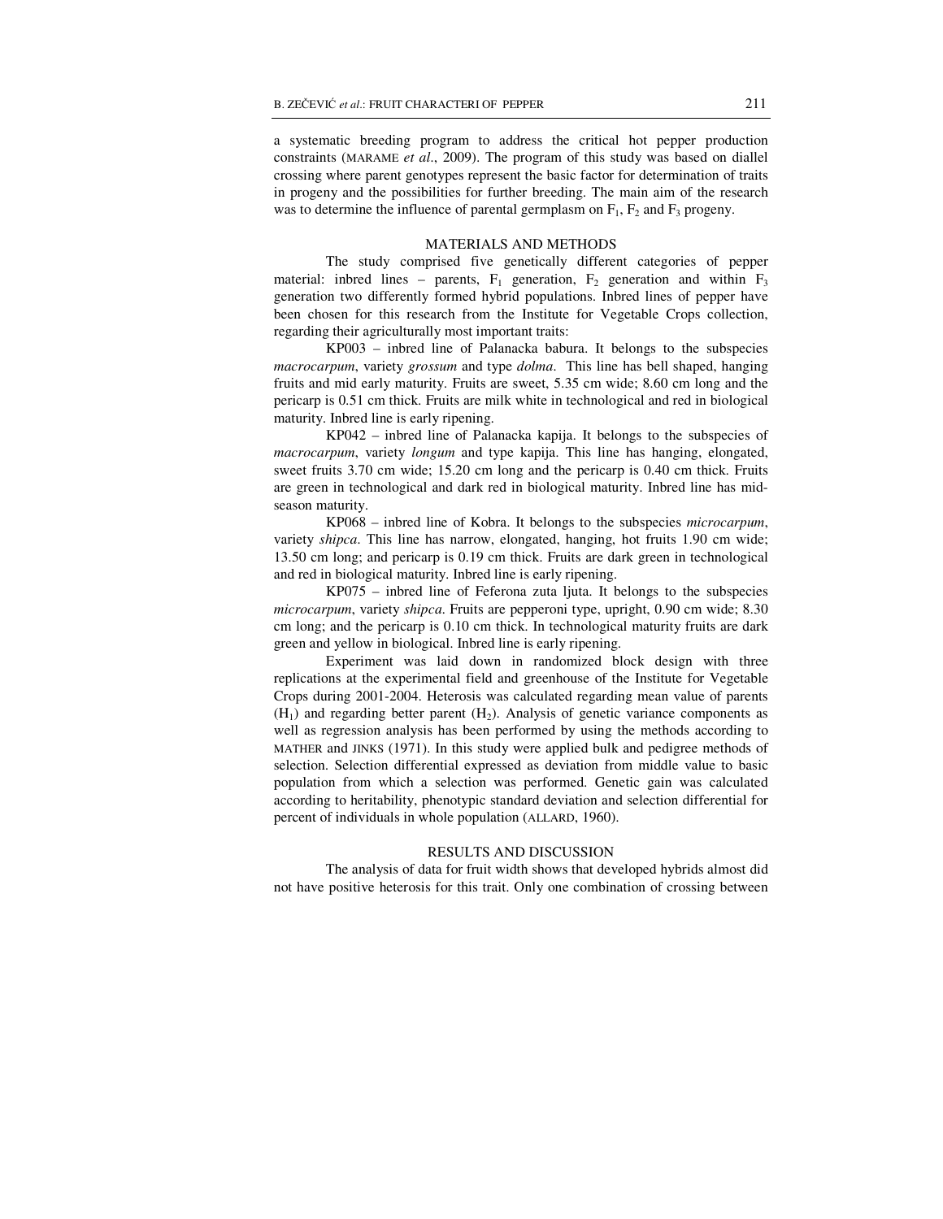a systematic breeding program to address the critical hot pepper production constraints (MARAME *et al*., 2009). The program of this study was based on diallel crossing where parent genotypes represent the basic factor for determination of traits in progeny and the possibilities for further breeding. The main aim of the research was to determine the influence of parental germplasm on $F_1$, $F_2$ and $F_3$ progeny.

## MATERIALS AND METHODS

The study comprised five genetically different categories of pepper material: inbred lines – parents, $F_1$ generation, $F_2$ generation and within $F_3$ generation two differently formed hybrid populations. Inbred lines of pepper have been chosen for this research from the Institute for Vegetable Crops collection, regarding their agriculturally most important traits:

KP003 – inbred line of Palanacka babura. It belongs to the subspecies *macrocarpum*, variety *grossum* and type *dolma*. This line has bell shaped, hanging fruits and mid early maturity. Fruits are sweet, 5.35 cm wide; 8.60 cm long and the pericarp is 0.51 cm thick. Fruits are milk white in technological and red in biological maturity. Inbred line is early ripening.

KP042 – inbred line of Palanacka kapija. It belongs to the subspecies of *macrocarpum*, variety *longum* and type kapija. This line has hanging, elongated, sweet fruits 3.70 cm wide; 15.20 cm long and the pericarp is 0.40 cm thick. Fruits are green in technological and dark red in biological maturity. Inbred line has mid-season maturity.

KP068 – inbred line of Kobra. It belongs to the subspecies *microcarpum*, variety *shipca*. This line has narrow, elongated, hanging, hot fruits 1.90 cm wide; 13.50 cm long; and pericarp is 0.19 cm thick. Fruits are dark green in technological and red in biological maturity. Inbred line is early ripening.

KP075 – inbred line of Feferona zuta ljuta. It belongs to the subspecies *microcarpum*, variety *shipca*. Fruits are pepperoni type, upright, 0.90 cm wide; 8.30 cm long; and the pericarp is 0.10 cm thick. In technological maturity fruits are dark green and yellow in biological. Inbred line is early ripening.

Experiment was laid down in randomized block design with three replications at the experimental field and greenhouse of the Institute for Vegetable Crops during 2001-2004. Heterosis was calculated regarding mean value of parents ($H_1$) and regarding better parent ($H_2$). Analysis of genetic variance components as well as regression analysis has been performed by using the methods according to MATHER and JINKS (1971). In this study were applied bulk and pedigree methods of selection. Selection differential expressed as deviation from middle value to basic population from which a selection was performed. Genetic gain was calculated according to heritability, phenotypic standard deviation and selection differential for percent of individuals in whole population (ALLARD, 1960).

## RESULTS AND DISCUSSION

The analysis of data for fruit width shows that developed hybrids almost did not have positive heterosis for this trait. Only one combination of crossing between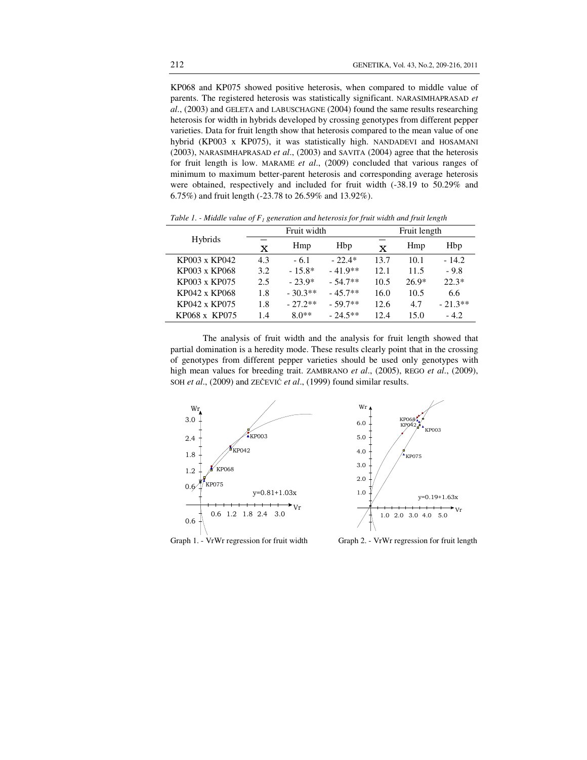KP068 and KP075 showed positive heterosis, when compared to middle value of parents. The registered heterosis was statistically significant. NARASIMHAPRASAD *et al*., (2003) and GELETA and LABUSCHAGNE (2004) found the same results researching heterosis for width in hybrids developed by crossing genotypes from different pepper varieties. Data for fruit length show that heterosis compared to the mean value of one hybrid (KP003 x KP075), it was statistically high. NANDADEVI and HOSAMANI (2003), NARASIMHAPRASAD *et al*., (2003) and SAVITA (2004) agree that the heterosis for fruit length is low. MARAME *et al*., (2009) concluded that various ranges of minimum to maximum better-parent heterosis and corresponding average heterosis were obtained, respectively and included for fruit width (-38.19 to 50.29% and 6.75%) and fruit length (-23.78 to 26.59% and 13.92%).

*Table 1. - Middle value of $F_1$ generation and heterosis for fruit width and fruit length*

| Hybrids | Fruit width | | | Fruit length | | |
|---|---|---|---|---|---|---|
| | $\bar{x}$ | Hmp | Hbp | $\bar{x}$ | Hmp | Hbp |
| KP003 x KP042 | 4.3 | - 6.1 | - 22.4* | 13.7 | 10.1 | - 14.2 |
| KP003 x KP068 | 3.2 | - 15.8* | - 41.9** | 12.1 | 11.5 | - 9.8 |
| KP003 x KP075 | 2.5 | - 23.9* | - 54.7** | 10.5 | 26.9* | 22.3* |
| KP042 x KP068 | 1.8 | - 30.3** | - 45.7** | 16.0 | 10.5 | 6.6 |
| KP042 x KP075 | 1.8 | - 27.2** | - 59.7** | 12.6 | 4.7 | - 21.3** |
| KP068 x KP075 | 1.4 | 8.0** | - 24.5** | 12.4 | 15.0 | - 4.2 |

The analysis of fruit width and the analysis for fruit length showed that partial domination is a heredity mode. These results clearly point that in the crossing of genotypes from different pepper varieties should be used only genotypes with high mean values for breeding trait. ZAMBRANO *et al*., (2005), REGO *et al*., (2009), SOH *et al*., (2009) and ZEČEVIĆ *et al*., (1999) found similar results.

Graph 1. - VrWr regression for fruit width

Graph 2. - VrWr regression for fruit length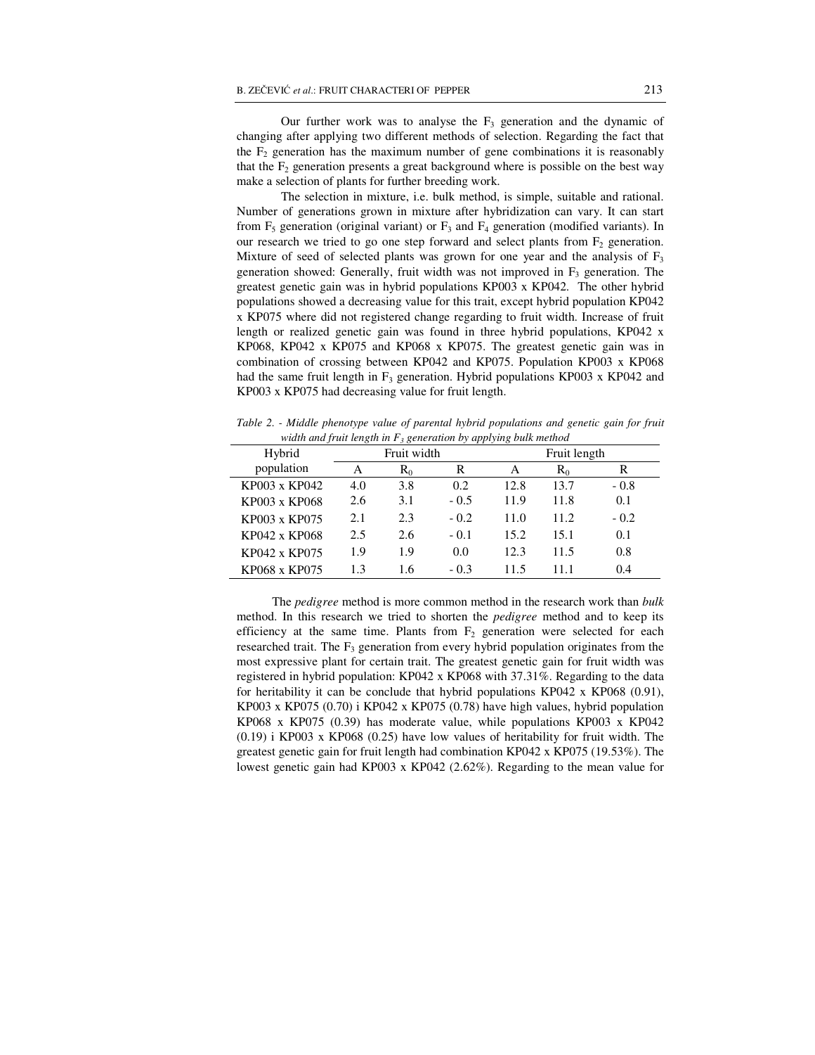Our further work was to analyse the $F_3$ generation and the dynamic of changing after applying two different methods of selection. Regarding the fact that the $F_2$ generation has the maximum number of gene combinations it is reasonably that the $F_2$ generation presents a great background where is possible on the best way make a selection of plants for further breeding work.

The selection in mixture, i.e. bulk method, is simple, suitable and rational. Number of generations grown in mixture after hybridization can vary. It can start from $F_5$ generation (original variant) or $F_3$ and $F_4$ generation (modified variants). In our research we tried to go one step forward and select plants from $F_2$ generation. Mixture of seed of selected plants was grown for one year and the analysis of $F_3$ generation showed: Generally, fruit width was not improved in $F_3$ generation. The greatest genetic gain was in hybrid populations KP003 x KP042. The other hybrid populations showed a decreasing value for this trait, except hybrid population KP042 x KP075 where did not registered change regarding to fruit width. Increase of fruit length or realized genetic gain was found in three hybrid populations, KP042 x KP068, KP042 x KP075 and KP068 x KP075. The greatest genetic gain was in combination of crossing between KP042 and KP075. Population KP003 x KP068 had the same fruit length in $F_3$ generation. Hybrid populations KP003 x KP042 and KP003 x KP075 had decreasing value for fruit length.

*Table 2. - Middle phenotype value of parental hybrid populations and genetic gain for fruit width and fruit length in $F_3$ generation by applying bulk method*

| Hybrid population | Fruit width | | | Fruit length | | |
|---|---|---|---|---|---|---|
| | A | $R_0$ | R | A | $R_0$ | R |
| KP003 x KP042 | 4.0 | 3.8 | 0.2 | 12.8 | 13.7 | - 0.8 |
| KP003 x KP068 | 2.6 | 3.1 | - 0.5 | 11.9 | 11.8 | 0.1 |
| KP003 x KP075 | 2.1 | 2.3 | - 0.2 | 11.0 | 11.2 | - 0.2 |
| KP042 x KP068 | 2.5 | 2.6 | - 0.1 | 15.2 | 15.1 | 0.1 |
| KP042 x KP075 | 1.9 | 1.9 | 0.0 | 12.3 | 11.5 | 0.8 |
| KP068 x KP075 | 1.3 | 1.6 | - 0.3 | 11.5 | 11.1 | 0.4 |

The *pedigree* method is more common method in the research work than *bulk* method. In this research we tried to shorten the *pedigree* method and to keep its efficiency at the same time. Plants from $F_2$ generation were selected for each researched trait. The $F_3$ generation from every hybrid population originates from the most expressive plant for certain trait. The greatest genetic gain for fruit width was registered in hybrid population: KP042 x KP068 with 37.31%. Regarding to the data for heritability it can be conclude that hybrid populations KP042 x KP068 (0.91), KP003 x KP075 (0.70) i KP042 x KP075 (0.78) have high values, hybrid population KP068 x KP075 (0.39) has moderate value, while populations KP003 x KP042 (0.19) i KP003 x KP068 (0.25) have low values of heritability for fruit width. The greatest genetic gain for fruit length had combination KP042 x KP075 (19.53%). The lowest genetic gain had KP003 x KP042 (2.62%). Regarding to the mean value for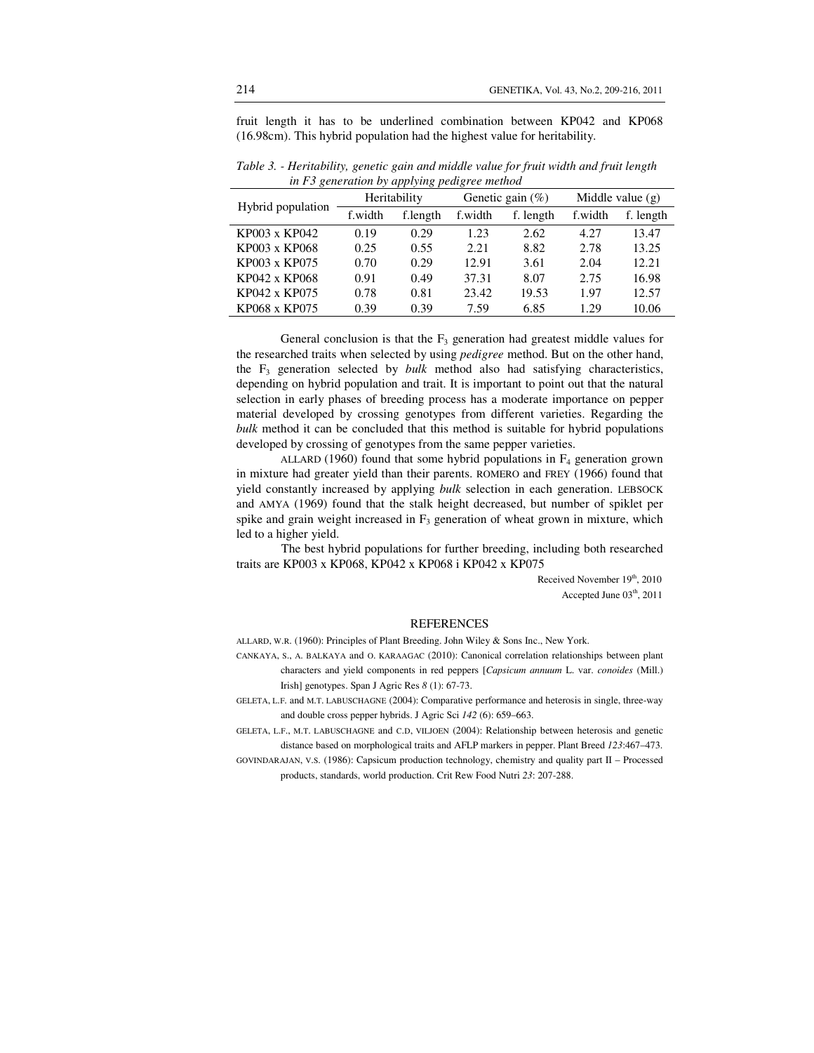fruit length it has to be underlined combination between KP042 and KP068 (16.98cm). This hybrid population had the highest value for heritability.

*Table 3. - Heritability, genetic gain and middle value for fruit width and fruit length in F3 generation by applying pedigree method*

| Hybrid population | Heritability | | Genetic gain (%) | | Middle value (g) | |
|---|---|---|---|---|---|---|
| | f.width | f.length | f.width | f. length | f.width | f. length |
| KP003 x KP042 | 0.19 | 0.29 | 1.23 | 2.62 | 4.27 | 13.47 |
| KP003 x KP068 | 0.25 | 0.55 | 2.21 | 8.82 | 2.78 | 13.25 |
| KP003 x KP075 | 0.70 | 0.29 | 12.91 | 3.61 | 2.04 | 12.21 |
| KP042 x KP068 | 0.91 | 0.49 | 37.31 | 8.07 | 2.75 | 16.98 |
| KP042 x KP075 | 0.78 | 0.81 | 23.42 | 19.53 | 1.97 | 12.57 |
| KP068 x KP075 | 0.39 | 0.39 | 7.59 | 6.85 | 1.29 | 10.06 |

General conclusion is that the $F_3$ generation had greatest middle values for the researched traits when selected by using *pedigree* method. But on the other hand, the $F_3$ generation selected by *bulk* method also had satisfying characteristics, depending on hybrid population and trait. It is important to point out that the natural selection in early phases of breeding process has a moderate importance on pepper material developed by crossing genotypes from different varieties. Regarding the *bulk* method it can be concluded that this method is suitable for hybrid populations developed by crossing of genotypes from the same pepper varieties.

ALLARD (1960) found that some hybrid populations in $F_4$ generation grown in mixture had greater yield than their parents. ROMERO and FREY (1966) found that yield constantly increased by applying *bulk* selection in each generation. LEBSOCK and AMYA (1969) found that the stalk height decreased, but number of spiklet per spike and grain weight increased in $F_3$ generation of wheat grown in mixture, which led to a higher yield.

The best hybrid populations for further breeding, including both researched traits are KP003 x KP068, KP042 x KP068 i KP042 x KP075

Received November 19th, 2010
Accepted June 03th, 2011

## REFERENCES

ALLARD, W.R. (1960): Principles of Plant Breeding. John Wiley & Sons Inc., New York.

CANKAYA, S., A. BALKAYA and O. KARAAGAC (2010): Canonical correlation relationships between plant characters and yield components in red peppers [*Capsicum annuum* L. var. *conoides* (Mill.) Irish] genotypes. Span J Agric Res *8* (1): 67-73.

GELETA, L.F. and M.T. LABUSCHAGNE (2004): Comparative performance and heterosis in single, three-way and double cross pepper hybrids. J Agric Sci *142* (6): 659–663.

GELETA, L.F., M.T. LABUSCHAGNE and C.D, VILJOEN (2004): Relationship between heterosis and genetic distance based on morphological traits and AFLP markers in pepper. Plant Breed *123*:467–473.

GOVINDARAJAN, V.S. (1986): Capsicum production technology, chemistry and quality part II – Processed products, standards, world production. Crit Rew Food Nutri *23*: 207-288.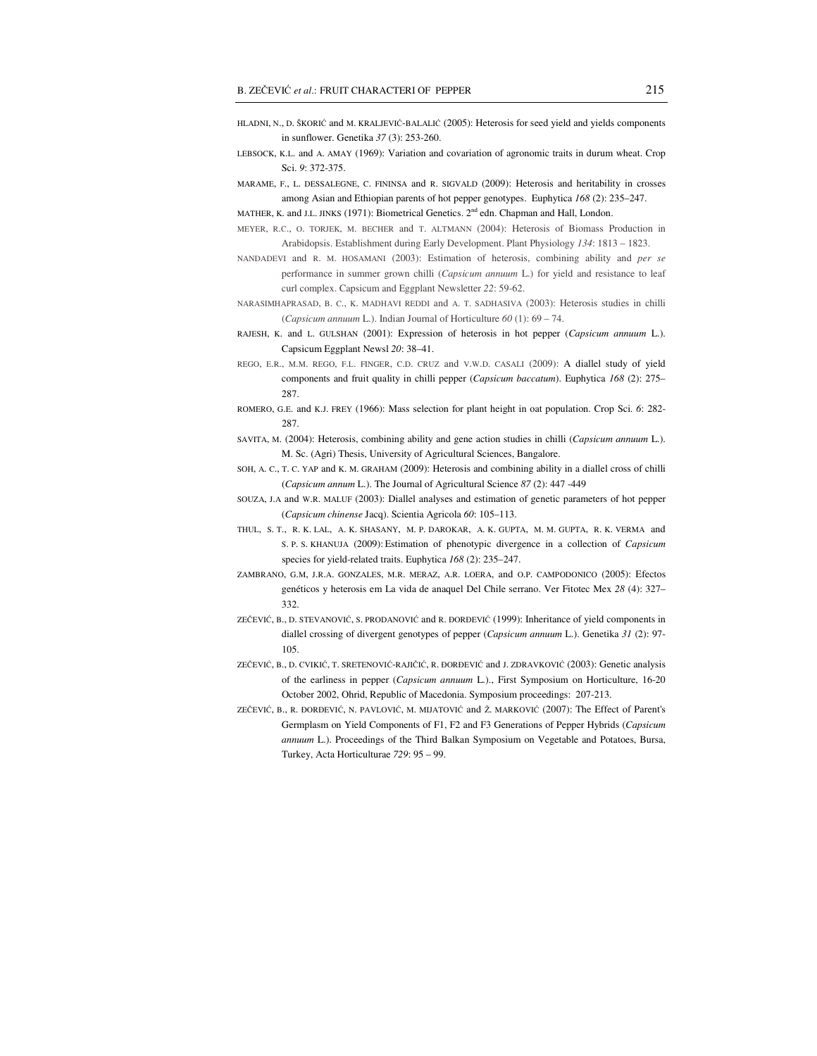HLADNI, N., D. ŠKORIĆ and M. KRALJEVIĆ-BALALIĆ (2005): Heterosis for seed yield and yields components in sunflower. Genetika *37* (3): 253-260.

LEBSOCK, K.L. and A. AMAY (1969): Variation and covariation of agronomic traits in durum wheat. Crop Sci. *9*: 372-375.

MARAME, F., L. DESSALEGNE, C. FININSA and R. SIGVALD (2009): Heterosis and heritability in crosses among Asian and Ethiopian parents of hot pepper genotypes. Euphytica *168* (2): 235–247.

MATHER, K. and J.L. JINKS (1971): Biometrical Genetics. 2nd edn. Chapman and Hall, London.

MEYER, R.C., O. TORJEK, M. BECHER and T. ALTMANN (2004): Heterosis of Biomass Production in Arabidopsis. Establishment during Early Development. Plant Physiology *134*: 1813 – 1823.

NANDADEVI and R. M. HOSAMANI (2003): Estimation of heterosis, combining ability and *per se* performance in summer grown chilli (*Capsicum annuum* L.) for yield and resistance to leaf curl complex. Capsicum and Eggplant Newsletter *22*: 59-62.

NARASIMHAPRASAD, B. C., K. MADHAVI REDDI and A. T. SADHASIVA (2003): Heterosis studies in chilli (*Capsicum annuum* L.). Indian Journal of Horticulture *60* (1): 69 – 74.

RAJESH, K. and L. GULSHAN (2001): Expression of heterosis in hot pepper (*Capsicum annuum* L.). Capsicum Eggplant Newsl *20*: 38–41.

REGO, E.R., M.M. REGO, F.L. FINGER, C.D. CRUZ and V.W.D. CASALI (2009): A diallel study of yield components and fruit quality in chilli pepper (*Capsicum baccatum*). Euphytica *168* (2): 275–287.

ROMERO, G.E. and K.J. FREY (1966): Mass selection for plant height in oat population. Crop Sci. *6*: 282-287.

SAVITA, M. (2004): Heterosis, combining ability and gene action studies in chilli (*Capsicum annuum* L.). M. Sc. (Agri) Thesis, University of Agricultural Sciences, Bangalore.

SOH, A. C., T. C. YAP and K. M. GRAHAM (2009): Heterosis and combining ability in a diallel cross of chilli (*Capsicum annum* L.). The Journal of Agricultural Science *87* (2): 447 -449

SOUZA, J.A and W.R. MALUF (2003): Diallel analyses and estimation of genetic parameters of hot pepper (*Capsicum chinense* Jacq). Scientia Agricola *60*: 105–113.

THUL, S. T., R. K. LAL, A. K. SHASANY, M. P. DAROKAR, A. K. GUPTA, M. M. GUPTA, R. K. VERMA and S. P. S. KHANUJA (2009): Estimation of phenotypic divergence in a collection of *Capsicum* species for yield-related traits. Euphytica *168* (2): 235–247.

ZAMBRANO, G.M, J.R.A. GONZALES, M.R. MERAZ, A.R. LOERA, and O.P. CAMPODONICO (2005): Efectos genéticos y heterosis em La vida de anaquel Del Chile serrano. Ver Fitotec Mex *28* (4): 327–332.

ZEČEVIĆ, B., D. STEVANOVIĆ, S. PRODANOVIĆ and R. ĐORĐEVIĆ (1999): Inheritance of yield components in diallel crossing of divergent genotypes of pepper (*Capsicum annuum* L.). Genetika *31* (2): 97-105.

ZEČEVIĆ, B., D. CVIKIĆ, T. SRETENOVIĆ-RAJIČIĆ, R. ĐORĐEVIĆ and J. ZDRAVKOVIĆ (2003): Genetic analysis of the earliness in pepper (*Capsicum annuum* L.)., First Symposium on Horticulture, 16-20 October 2002, Ohrid, Republic of Macedonia. Symposium proceedings: 207-213.

ZEČEVIĆ, B., R. ĐORĐEVIĆ, N. PAVLOVIĆ, M. MIJATOVIĆ and Ž. MARKOVIĆ (2007): The Effect of Parent's Germplasm on Yield Components of F1, F2 and F3 Generations of Pepper Hybrids (*Capsicum annuum* L.). Proceedings of the Third Balkan Symposium on Vegetable and Potatoes, Bursa, Turkey, Acta Horticulturae *729*: 95 – 99.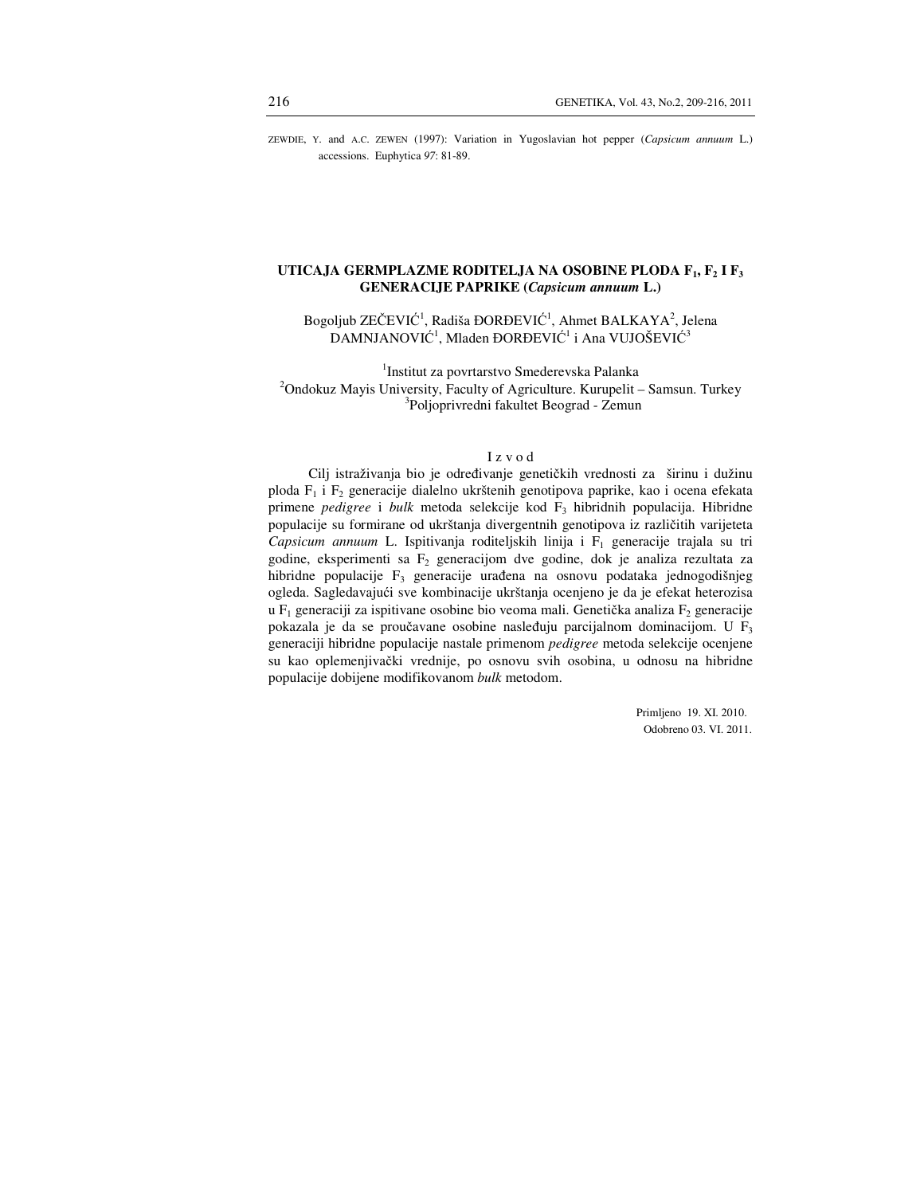ZEWDIE, Y. and A.C. ZEWEN (1997): Variation in Yugoslavian hot pepper (*Capsicum annuum* L.) accessions. Euphytica *97*: 81-89.

## UTICAJA GERMPLAZME RODITELJA NA OSOBINE PLODA $F_1$, $F_2$ I $F_3$ GENERACIJE PAPRIKE (*Capsicum annuum* L.)

Bogoljub ZEČEVIĆ[1], Radiša ĐORĐEVIĆ[1], Ahmet BALKAYA[2], Jelena DAMNJANOVIĆ[1], Mladen ĐORĐEVIĆ[1] i Ana VUJOŠEVIĆ[3]

[1]Institut za povrtarstvo Smederevska Palanka
[2]Ondokuz Mayis University, Faculty of Agriculture. Kurupelit – Samsun. Turkey
[3]Poljoprivredni fakultet Beograd - Zemun

### I z v o d

Cilj istraživanja bio je određivanje genetičkih vrednosti za širinu i dužinu ploda $F_1$ i $F_2$ generacije dialelno ukrštenih genotipova paprike, kao i ocena efekata primene *pedigree* i *bulk* metoda selekcije kod $F_3$ hibridnih populacija. Hibridne populacije su formirane od ukrštanja divergentnih genotipova iz različitih varijeteta *Capsicum annuum* L. Ispitivanja roditeljskih linija i $F_1$ generacije trajala su tri godine, eksperimenti sa $F_2$ generacijom dve godine, dok je analiza rezultata za hibridne populacije $F_3$ generacije urađena na osnovu podataka jednogodišnjeg ogleda. Sagledavajući sve kombinacije ukrštanja ocenjeno je da je efekat heterozisa u $F_1$ generaciji za ispitivane osobine bio veoma mali. Genetička analiza $F_2$ generacije pokazala je da se proučavane osobine nasleđuju parcijalnom dominacijom. U $F_3$ generaciji hibridne populacije nastale primenom *pedigree* metoda selekcije ocenjene su kao oplemenjivački vrednije, po osnovu svih osobina, u odnosu na hibridne populacije dobijene modifikovanom *bulk* metodom.

Primljeno 19. XI. 2010.
Odobreno 03. VI. 2011.